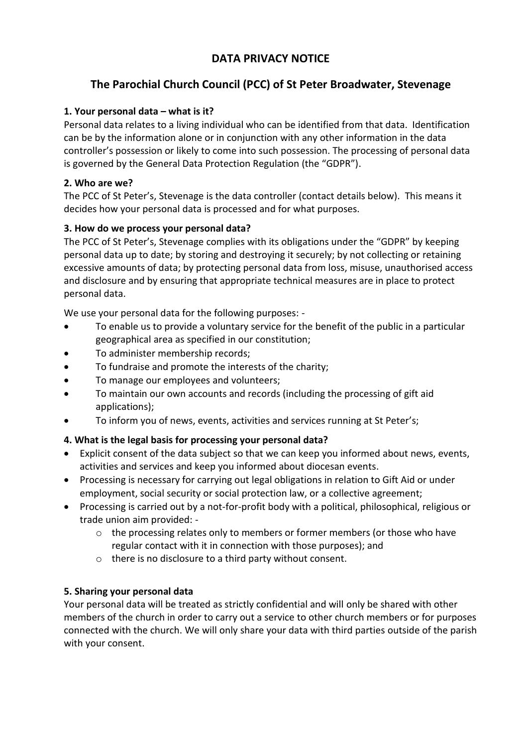# DATA PRIVACY NOTICE

## The Parochial Church Council (PCC) of St Peter Broadwater, Stevenage

**1. Your personal data – what is it?**

Personal data relates to a living individual who can be identified from that data. Identification can be by the information alone or in conjunction with any other information in the data controller's possession or likely to come into such possession. The processing of personal data is governed by the General Data Protection Regulation (the "GDPR").

**2. Who are we?**

The PCC of St Peter's, Stevenage is the data controller (contact details below). This means it decides how your personal data is processed and for what purposes.

**3. How do we process your personal data?**

The PCC of St Peter's, Stevenage complies with its obligations under the "GDPR" by keeping personal data up to date; by storing and destroying it securely; by not collecting or retaining excessive amounts of data; by protecting personal data from loss, misuse, unauthorised access and disclosure and by ensuring that appropriate technical measures are in place to protect personal data.

We use your personal data for the following purposes: -

- To enable us to provide a voluntary service for the benefit of the public in a particular geographical area as specified in our constitution;
- To administer membership records;
- To fundraise and promote the interests of the charity;
- To manage our employees and volunteers;
- To maintain our own accounts and records (including the processing of gift aid applications);
- To inform you of news, events, activities and services running at St Peter's;

**4. What is the legal basis for processing your personal data?**

- Explicit consent of the data subject so that we can keep you informed about news, events, activities and services and keep you informed about diocesan events.
- Processing is necessary for carrying out legal obligations in relation to Gift Aid or under employment, social security or social protection law, or a collective agreement;
- Processing is carried out by a not-for-profit body with a political, philosophical, religious or trade union aim provided: -
    - the processing relates only to members or former members (or those who have regular contact with it in connection with those purposes); and
    - there is no disclosure to a third party without consent.

**5. Sharing your personal data**

Your personal data will be treated as strictly confidential and will only be shared with other members of the church in order to carry out a service to other church members or for purposes connected with the church. We will only share your data with third parties outside of the parish with your consent.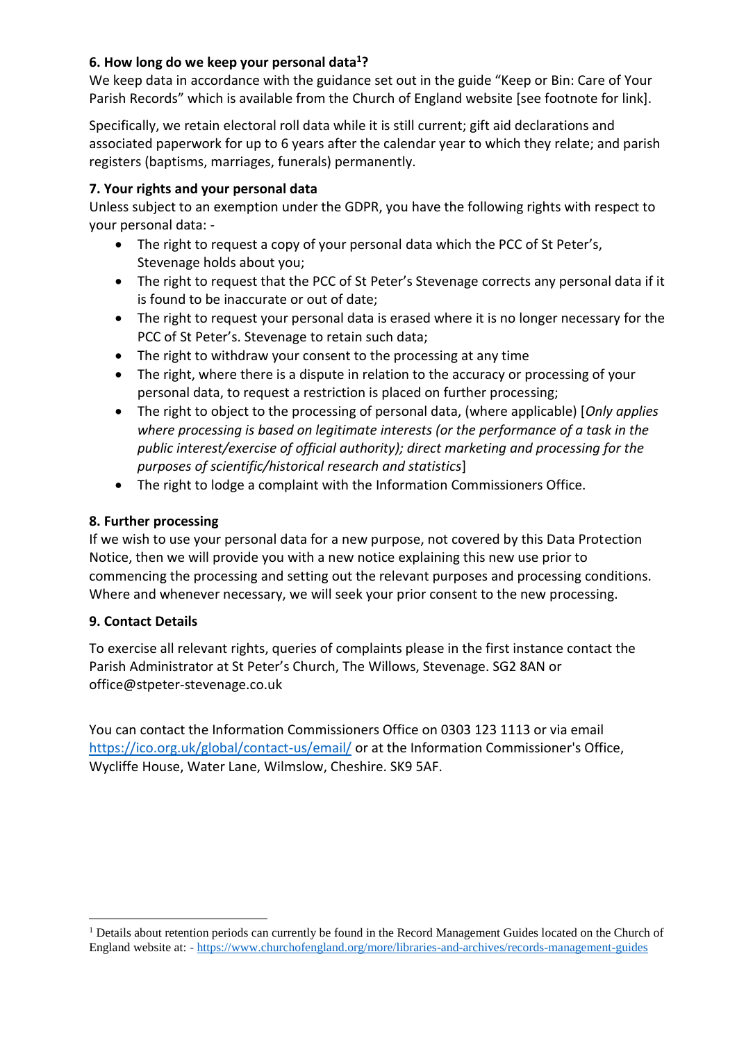### 6. How long do we keep your personal data[1]?

We keep data in accordance with the guidance set out in the guide "Keep or Bin: Care of Your Parish Records" which is available from the Church of England website [see footnote for link].

Specifically, we retain electoral roll data while it is still current; gift aid declarations and associated paperwork for up to 6 years after the calendar year to which they relate; and parish registers (baptisms, marriages, funerals) permanently.

### 7. Your rights and your personal data

Unless subject to an exemption under the GDPR, you have the following rights with respect to your personal data: -

- The right to request a copy of your personal data which the PCC of St Peter's, Stevenage holds about you;
- The right to request that the PCC of St Peter's Stevenage corrects any personal data if it is found to be inaccurate or out of date;
- The right to request your personal data is erased where it is no longer necessary for the PCC of St Peter's. Stevenage to retain such data;
- The right to withdraw your consent to the processing at any time
- The right, where there is a dispute in relation to the accuracy or processing of your personal data, to request a restriction is placed on further processing;
- The right to object to the processing of personal data, (where applicable) [*Only applies where processing is based on legitimate interests (or the performance of a task in the public interest/exercise of official authority); direct marketing and processing for the purposes of scientific/historical research and statistics*]
- The right to lodge a complaint with the Information Commissioners Office.

### 8. Further processing

If we wish to use your personal data for a new purpose, not covered by this Data Protection Notice, then we will provide you with a new notice explaining this new use prior to commencing the processing and setting out the relevant purposes and processing conditions. Where and whenever necessary, we will seek your prior consent to the new processing.

### 9. Contact Details

To exercise all relevant rights, queries of complaints please in the first instance contact the Parish Administrator at St Peter's Church, The Willows, Stevenage. SG2 8AN or office@stpeter-stevenage.co.uk

You can contact the Information Commissioners Office on 0303 123 1113 or via email https://ico.org.uk/global/contact-us/email/ or at the Information Commissioner's Office, Wycliffe House, Water Lane, Wilmslow, Cheshire. SK9 5AF.

---

[1] Details about retention periods can currently be found in the Record Management Guides located on the Church of England website at: - https://www.churchofengland.org/more/libraries-and-archives/records-management-guides